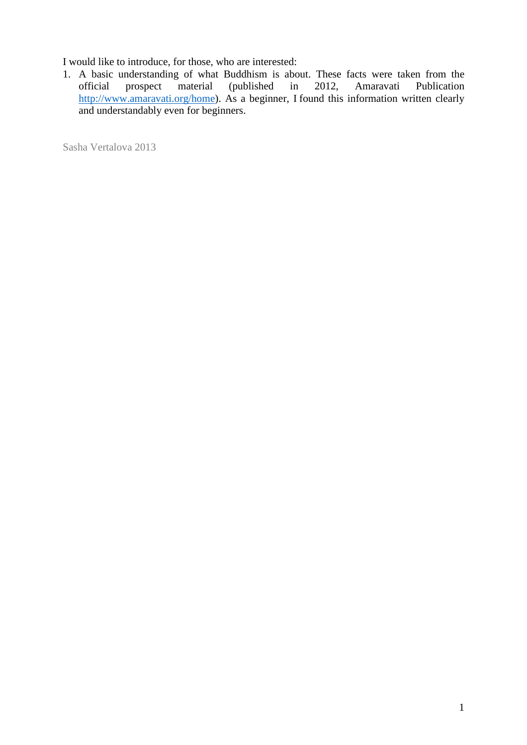I would like to introduce, for those, who are interested:

1. A basic understanding of what Buddhism is about. These facts were taken from the official prospect material (published in 2012, Amaravati Publication [http://www.amaravati.org/home](http://www.amaravati.org/home)). As a beginner, I found this information written clearly and understandably even for beginners.

Sasha Vertalova 2013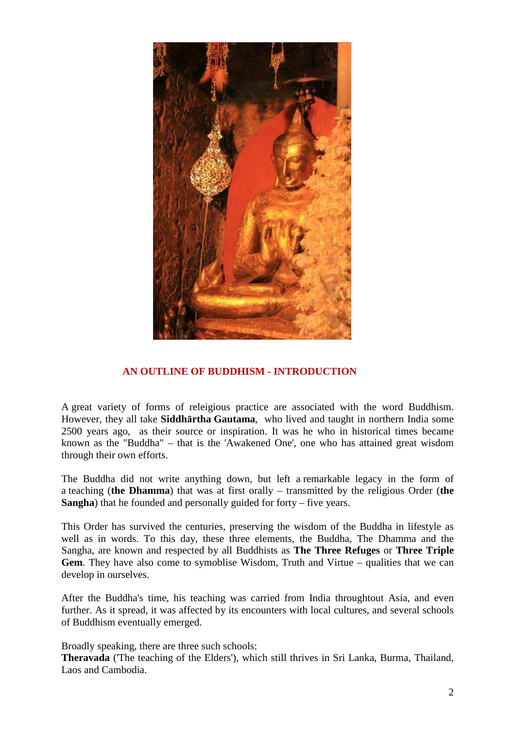## AN OUTLINE OF BUDDHISM - INTRODUCTION

A great variety of forms of releigious practice are associated with the word Buddhism. However, they all take **Siddhārtha Gautama**, who lived and taught in northern India some 2500 years ago, as their source or inspiration. It was he who in historical times became known as the "Buddha" – that is the 'Awakened One', one who has attained great wisdom through their own efforts.

The Buddha did not write anything down, but left a remarkable legacy in the form of a teaching (**the Dhamma**) that was at first orally – transmitted by the religious Order (**the Sangha**) that he founded and personally guided for forty – five years.

This Order has survived the centuries, preserving the wisdom of the Buddha in lifestyle as well as in words. To this day, these three elements, the Buddha, The Dhamma and the Sangha, are known and respected by all Buddhists as **The Three Refuges** or **Three Triple Gem**. They have also come to symoblise Wisdom, Truth and Virtue – qualities that we can develop in ourselves.

After the Buddha's time, his teaching was carried from India throughtout Asia, and even further. As it spread, it was affected by its encounters with local cultures, and several schools of Buddhism eventually emerged.

Broadly speaking, there are three such schools:
**Theravada** ('The teaching of the Elders'), which still thrives in Sri Lanka, Burma, Thailand, Laos and Cambodia.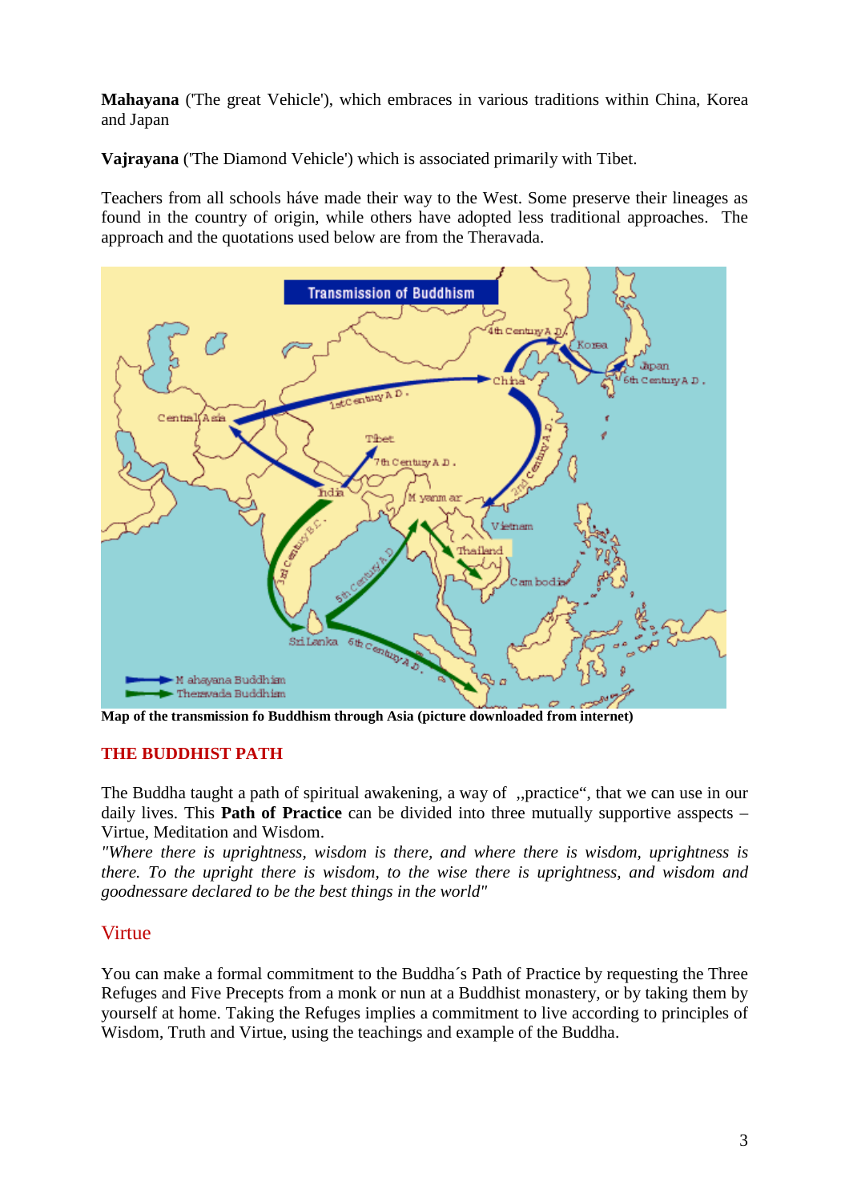**Mahayana** ('The great Vehicle'), which embraces in various traditions within China, Korea and Japan

**Vajrayana** ('The Diamond Vehicle') which is associated primarily with Tibet.

Teachers from all schools háve made their way to the West. Some preserve their lineages as found in the country of origin, while others have adopted less traditional approaches. The approach and the quotations used below are from the Theravada.

**Map of the transmission fo Buddhism through Asia (picture downloaded from internet)**

## THE BUDDHIST PATH

The Buddha taught a path of spiritual awakening, a way of „practice", that we can use in our daily lives. This **Path of Practice** can be divided into three mutually supportive asspects – Virtue, Meditation and Wisdom.

*"Where there is uprightness, wisdom is there, and where there is wisdom, uprightness is there. To the upright there is wisdom, to the wise there is uprightness, and wisdom and goodnessare declared to be the best things in the world"*

### Virtue

You can make a formal commitment to the Buddha´s Path of Practice by requesting the Three Refuges and Five Precepts from a monk or nun at a Buddhist monastery, or by taking them by yourself at home. Taking the Refuges implies a commitment to live according to principles of Wisdom, Truth and Virtue, using the teachings and example of the Buddha.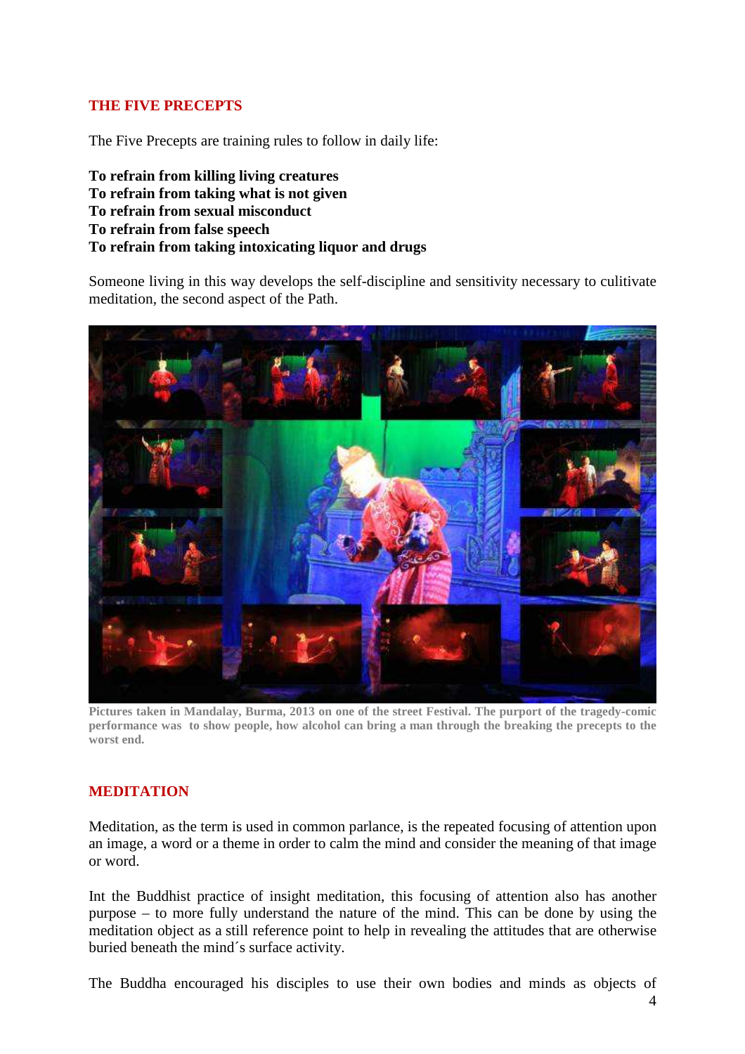## THE FIVE PRECEPTS

The Five Precepts are training rules to follow in daily life:

**To refrain from killing living creatures**
**To refrain from taking what is not given**
**To refrain from sexual misconduct**
**To refrain from false speech**
**To refrain from taking intoxicating liquor and drugs**

Someone living in this way develops the self-discipline and sensitivity necessary to culitivate meditation, the second aspect of the Path.

**Pictures taken in Mandalay, Burma, 2013 on one of the street Festival. The purport of the tragedy-comic performance was to show people, how alcohol can bring a man through the breaking the precepts to the worst end.**

## MEDITATION

Meditation, as the term is used in common parlance, is the repeated focusing of attention upon an image, a word or a theme in order to calm the mind and consider the meaning of that image or word.

Int the Buddhist practice of insight meditation, this focusing of attention also has another purpose – to more fully understand the nature of the mind. This can be done by using the meditation object as a still reference point to help in revealing the attitudes that are otherwise buried beneath the mind´s surface activity.

The Buddha encouraged his disciples to use their own bodies and minds as objects of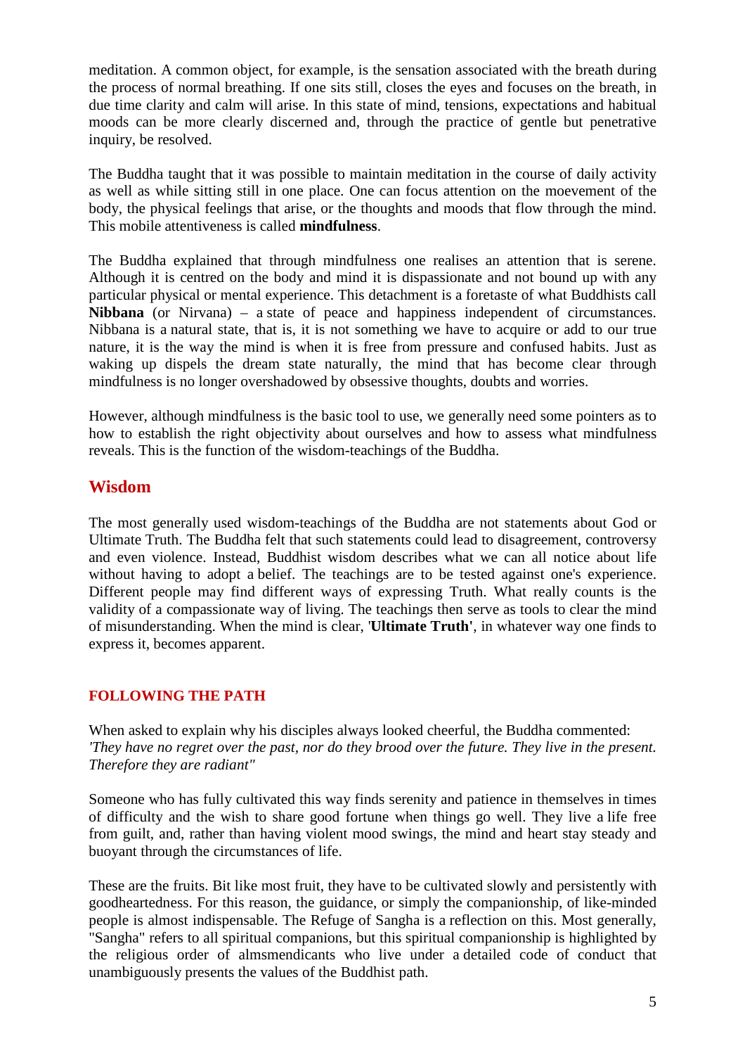meditation. A common object, for example, is the sensation associated with the breath during the process of normal breathing. If one sits still, closes the eyes and focuses on the breath, in due time clarity and calm will arise. In this state of mind, tensions, expectations and habitual moods can be more clearly discerned and, through the practice of gentle but penetrative inquiry, be resolved.

The Buddha taught that it was possible to maintain meditation in the course of daily activity as well as while sitting still in one place. One can focus attention on the moevement of the body, the physical feelings that arise, or the thoughts and moods that flow through the mind. This mobile attentiveness is called **mindfulness**.

The Buddha explained that through mindfulness one realises an attention that is serene. Although it is centred on the body and mind it is dispassionate and not bound up with any particular physical or mental experience. This detachment is a foretaste of what Buddhists call **Nibbana** (or Nirvana) – a state of peace and happiness independent of circumstances. Nibbana is a natural state, that is, it is not something we have to acquire or add to our true nature, it is the way the mind is when it is free from pressure and confused habits. Just as waking up dispels the dream state naturally, the mind that has become clear through mindfulness is no longer overshadowed by obsessive thoughts, doubts and worries.

However, although mindfulness is the basic tool to use, we generally need some pointers as to how to establish the right objectivity about ourselves and how to assess what mindfulness reveals. This is the function of the wisdom-teachings of the Buddha.

## Wisdom

The most generally used wisdom-teachings of the Buddha are not statements about God or Ultimate Truth. The Buddha felt that such statements could lead to disagreement, controversy and even violence. Instead, Buddhist wisdom describes what we can all notice about life without having to adopt a belief. The teachings are to be tested against one's experience. Different people may find different ways of expressing Truth. What really counts is the validity of a compassionate way of living. The teachings then serve as tools to clear the mind of misunderstanding. When the mind is clear, '**Ultimate Truth'**, in whatever way one finds to express it, becomes apparent.

### FOLLOWING THE PATH

When asked to explain why his disciples always looked cheerful, the Buddha commented:
*'They have no regret over the past, nor do they brood over the future. They live in the present. Therefore they are radiant"*

Someone who has fully cultivated this way finds serenity and patience in themselves in times of difficulty and the wish to share good fortune when things go well. They live a life free from guilt, and, rather than having violent mood swings, the mind and heart stay steady and buoyant through the circumstances of life.

These are the fruits. Bit like most fruit, they have to be cultivated slowly and persistently with goodheartedness. For this reason, the guidance, or simply the companionship, of like-minded people is almost indispensable. The Refuge of Sangha is a reflection on this. Most generally, "Sangha" refers to all spiritual companions, but this spiritual companionship is highlighted by the religious order of almsmendicants who live under a detailed code of conduct that unambiguously presents the values of the Buddhist path.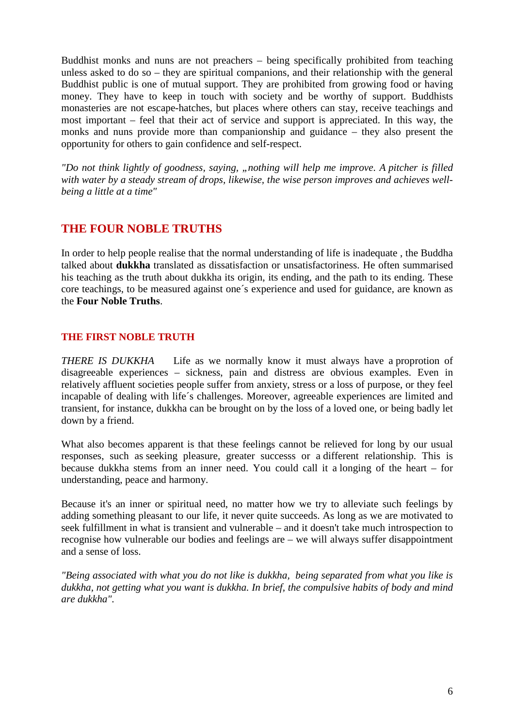Buddhist monks and nuns are not preachers – being specifically prohibited from teaching unless asked to do so – they are spiritual companions, and their relationship with the general Buddhist public is one of mutual support. They are prohibited from growing food or having money. They have to keep in touch with society and be worthy of support. Buddhists monasteries are not escape-hatches, but places where others can stay, receive teachings and most important – feel that their act of service and support is appreciated. In this way, the monks and nuns provide more than companionship and guidance – they also present the opportunity for others to gain confidence and self-respect.

*"Do not think lightly of goodness, saying, „nothing will help me improve. A pitcher is filled with water by a steady stream of drops, likewise, the wise person improves and achieves well-being a little at a time"*

## THE FOUR NOBLE TRUTHS

In order to help people realise that the normal understanding of life is inadequate , the Buddha talked about **dukkha** translated as dissatisfaction or unsatisfactoriness. He often summarised his teaching as the truth about dukkha its origin, its ending, and the path to its ending. These core teachings, to be measured against one´s experience and used for guidance, are known as the **Four Noble Truths**.

### THE FIRST NOBLE TRUTH

*THERE IS DUKKHA* Life as we normally know it must always have a proprotion of disagreeable experiences – sickness, pain and distress are obvious examples. Even in relatively affluent societies people suffer from anxiety, stress or a loss of purpose, or they feel incapable of dealing with life´s challenges. Moreover, agreeable experiences are limited and transient, for instance, dukkha can be brought on by the loss of a loved one, or being badly let down by a friend.

What also becomes apparent is that these feelings cannot be relieved for long by our usual responses, such as seeking pleasure, greater successs or a different relationship. This is because dukkha stems from an inner need. You could call it a longing of the heart – for understanding, peace and harmony.

Because it's an inner or spiritual need, no matter how we try to alleviate such feelings by adding something pleasant to our life, it never quite succeeds. As long as we are motivated to seek fulfillment in what is transient and vulnerable – and it doesn't take much introspection to recognise how vulnerable our bodies and feelings are – we will always suffer disappointment and a sense of loss.

*"Being associated with what you do not like is dukkha, being separated from what you like is dukkha, not getting what you want is dukkha. In brief, the compulsive habits of body and mind are dukkha".*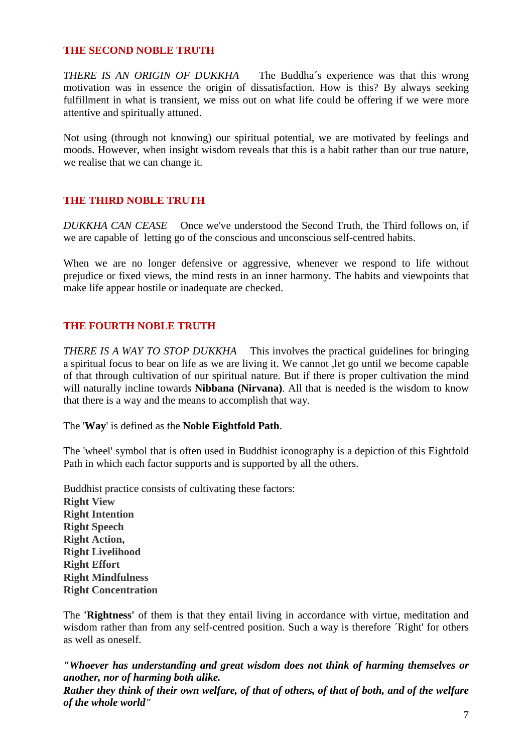## THE SECOND NOBLE TRUTH

*THERE IS AN ORIGIN OF DUKKHA* The Buddha´s experience was that this wrong motivation was in essence the origin of dissatisfaction. How is this? By always seeking fulfillment in what is transient, we miss out on what life could be offering if we were more attentive and spiritually attuned.

Not using (through not knowing) our spiritual potential, we are motivated by feelings and moods. However, when insight wisdom reveals that this is a habit rather than our true nature, we realise that we can change it.

## THE THIRD NOBLE TRUTH

*DUKKHA CAN CEASE* Once we've understood the Second Truth, the Third follows on, if we are capable of letting go of the conscious and unconscious self-centred habits.

When we are no longer defensive or aggressive, whenever we respond to life without prejudice or fixed views, the mind rests in an inner harmony. The habits and viewpoints that make life appear hostile or inadequate are checked.

## THE FOURTH NOBLE TRUTH

*THERE IS A WAY TO STOP DUKKHA* This involves the practical guidelines for bringing a spiritual focus to bear on life as we are living it. We cannot ,let go until we become capable of that through cultivation of our spiritual nature. But if there is proper cultivation the mind will naturally incline towards **Nibbana (Nirvana)**. All that is needed is the wisdom to know that there is a way and the means to accomplish that way.

The '**Way**' is defined as the **Noble Eightfold Path**.

The 'wheel' symbol that is often used in Buddhist iconography is a depiction of this Eightfold Path in which each factor supports and is supported by all the others.

Buddhist practice consists of cultivating these factors:
**Right View**
**Right Intention**
**Right Speech**
**Right Action,**
**Right Livelihood**
**Right Effort**
**Right Mindfulness**
**Right Concentration**

The **'Rightness'** of them is that they entail living in accordance with virtue, meditation and wisdom rather than from any self-centred position. Such a way is therefore ´Right' for others as well as oneself.

***"Whoever has understanding and great wisdom does not think of harming themselves or another, nor of harming both alike.***
***Rather they think of their own welfare, of that of others, of that of both, and of the welfare of the whole world"***